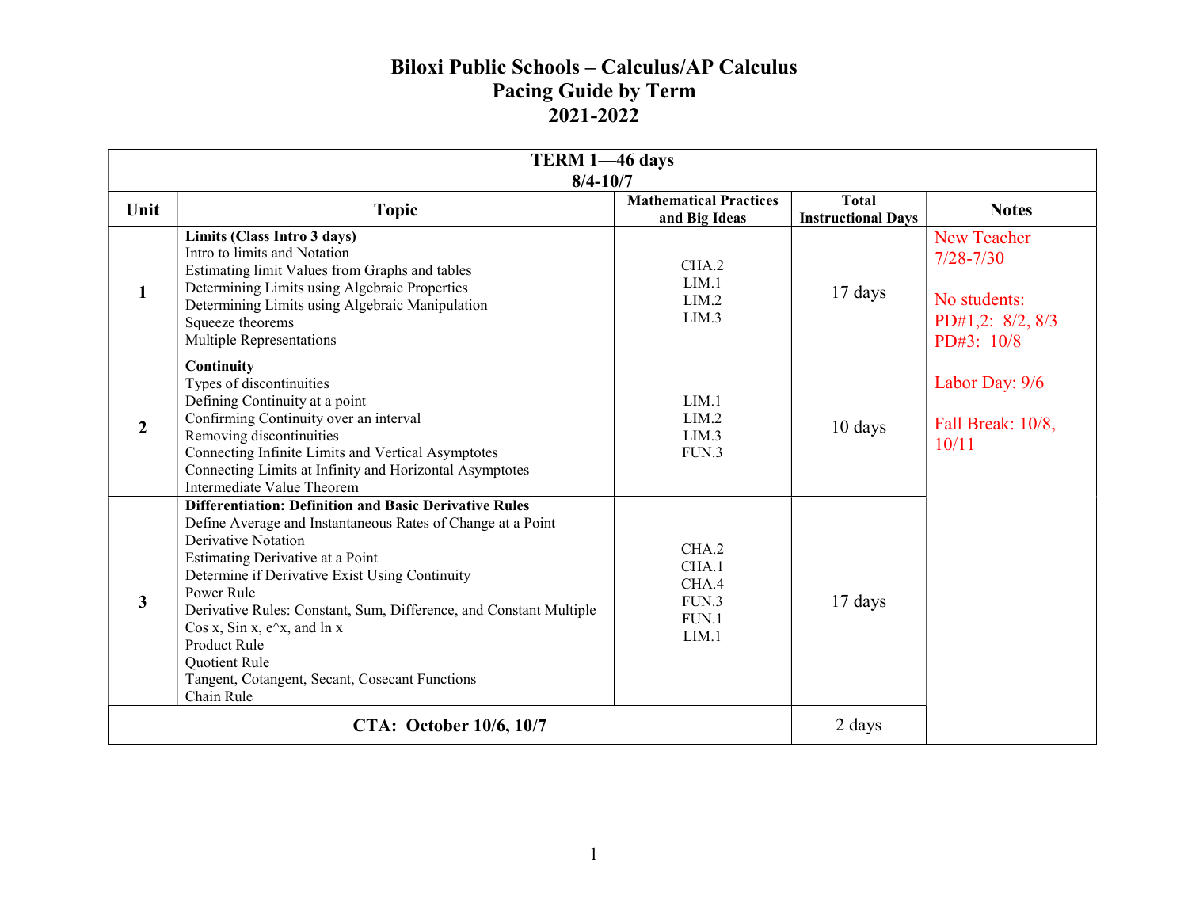# Biloxi Public Schools – Calculus/AP Calculus
## Pacing Guide by Term
## 2021-2022

| TERM 1—46 days<br>8/4-10/7 | | | | |
|---|---|---|---|---|
| **Unit** | **Topic** | **Mathematical Practices and Big Ideas** | **Total Instructional Days** | **Notes** |
| 1 | **Limits (Class Intro 3 days)**<br>Intro to limits and Notation<br>Estimating limit Values from Graphs and tables<br>Determining Limits using Algebraic Properties<br>Determining Limits using Algebraic Manipulation<br>Squeeze theorems<br>Multiple Representations | CHA.2<br>LIM.1<br>LIM.2<br>LIM.3 | 17 days | New Teacher 7/28-7/30<br><br>No students:<br>PD#1,2: 8/2, 8/3<br>PD#3: 10/8<br><br>Labor Day: 9/6<br><br>Fall Break: 10/8, 10/11 |
| 2 | **Continuity**<br>Types of discontinuities<br>Defining Continuity at a point<br>Confirming Continuity over an interval<br>Removing discontinuities<br>Connecting Infinite Limits and Vertical Asymptotes<br>Connecting Limits at Infinity and Horizontal Asymptotes<br>Intermediate Value Theorem | LIM.1<br>LIM.2<br>LIM.3<br>FUN.3 | 10 days | |
| 3 | **Differentiation: Definition and Basic Derivative Rules**<br>Define Average and Instantaneous Rates of Change at a Point<br>Derivative Notation<br>Estimating Derivative at a Point<br>Determine if Derivative Exist Using Continuity<br>Power Rule<br>Derivative Rules: Constant, Sum, Difference, and Constant Multiple<br>Cos x, Sin x, e^x, and ln x<br>Product Rule<br>Quotient Rule<br>Tangent, Cotangent, Secant, Cosecant Functions<br>Chain Rule | CHA.2<br>CHA.1<br>CHA.4<br>FUN.3<br>FUN.1<br>LIM.1 | 17 days | |
| **CTA: October 10/6, 10/7** | | | 2 days | |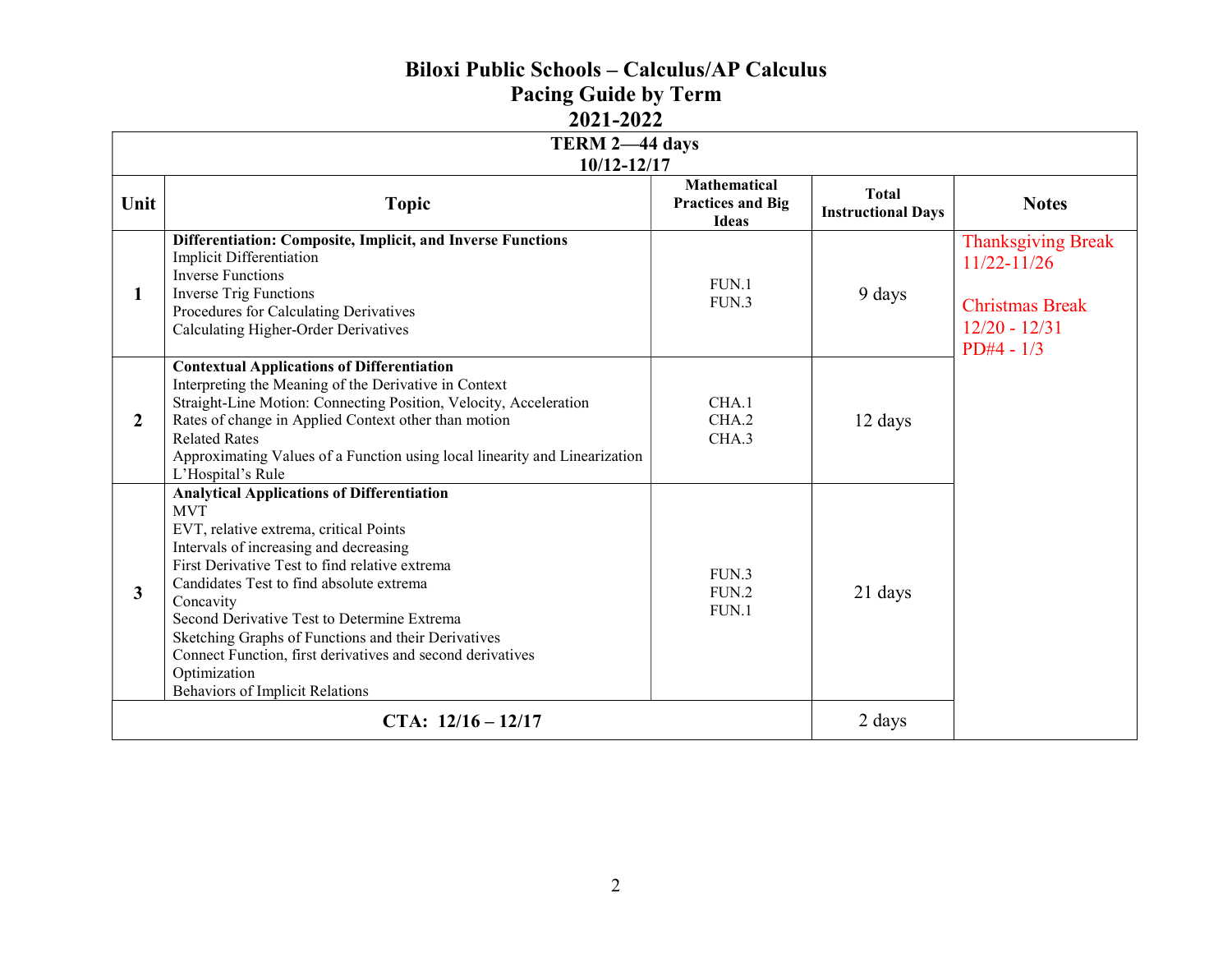# Biloxi Public Schools – Calculus/AP Calculus
## Pacing Guide by Term
## 2021-2022

| TERM 2—44 days<br>10/12-12/17 | | | | |
|---|---|---|---|---|
| **Unit** | **Topic** | **Mathematical Practices and Big Ideas** | **Total Instructional Days** | **Notes** |
| **1** | **Differentiation: Composite, Implicit, and Inverse Functions**<br>Implicit Differentiation<br>Inverse Functions<br>Inverse Trig Functions<br>Procedures for Calculating Derivatives<br>Calculating Higher-Order Derivatives | FUN.1<br>FUN.3 | 9 days | Thanksgiving Break 11/22-11/26<br><br>Christmas Break 12/20 - 12/31<br>PD#4 - 1/3 |
| **2** | **Contextual Applications of Differentiation**<br>Interpreting the Meaning of the Derivative in Context<br>Straight-Line Motion: Connecting Position, Velocity, Acceleration<br>Rates of change in Applied Context other than motion<br>Related Rates<br>Approximating Values of a Function using local linearity and Linearization<br>L'Hospital's Rule | CHA.1<br>CHA.2<br>CHA.3 | 12 days | |
| **3** | **Analytical Applications of Differentiation**<br>MVT<br>EVT, relative extrema, critical Points<br>Intervals of increasing and decreasing<br>First Derivative Test to find relative extrema<br>Candidates Test to find absolute extrema<br>Concavity<br>Second Derivative Test to Determine Extrema<br>Sketching Graphs of Functions and their Derivatives<br>Connect Function, first derivatives and second derivatives<br>Optimization<br>Behaviors of Implicit Relations | FUN.3<br>FUN.2<br>FUN.1 | 21 days | |
| **CTA: 12/16 – 12/17** | | | 2 days | |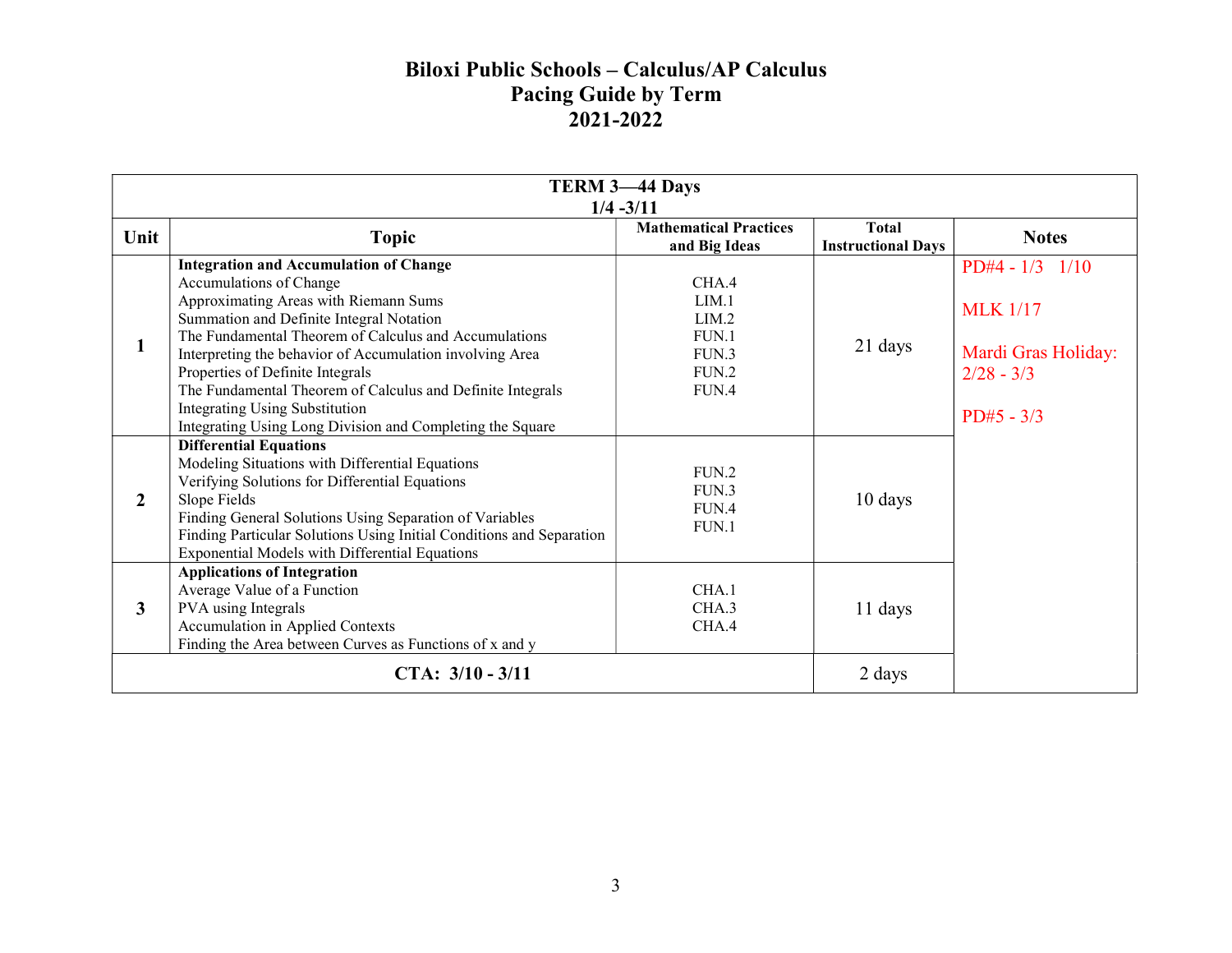# Biloxi Public Schools – Calculus/AP Calculus
## Pacing Guide by Term
## 2021-2022

| TERM 3—44 Days<br>1/4 -3/11 | | | | |
|---|---|---|---|---|
| **Unit** | **Topic** | **Mathematical Practices and Big Ideas** | **Total Instructional Days** | **Notes** |
| **1** | **Integration and Accumulation of Change**<br>Accumulations of Change<br>Approximating Areas with Riemann Sums<br>Summation and Definite Integral Notation<br>The Fundamental Theorem of Calculus and Accumulations<br>Interpreting the behavior of Accumulation involving Area<br>Properties of Definite Integrals<br>The Fundamental Theorem of Calculus and Definite Integrals<br>Integrating Using Substitution<br>Integrating Using Long Division and Completing the Square | CHA.4<br>LIM.1<br>LIM.2<br>FUN.1<br>FUN.3<br>FUN.2<br>FUN.4 | 21 days | PD#4 - 1/3 1/10<br><br>MLK 1/17<br><br>Mardi Gras Holiday: 2/28 - 3/3<br><br>PD#5 - 3/3 |
| **2** | **Differential Equations**<br>Modeling Situations with Differential Equations<br>Verifying Solutions for Differential Equations<br>Slope Fields<br>Finding General Solutions Using Separation of Variables<br>Finding Particular Solutions Using Initial Conditions and Separation<br>Exponential Models with Differential Equations | FUN.2<br>FUN.3<br>FUN.4<br>FUN.1 | 10 days | |
| **3** | **Applications of Integration**<br>Average Value of a Function<br>PVA using Integrals<br>Accumulation in Applied Contexts<br>Finding the Area between Curves as Functions of x and y | CHA.1<br>CHA.3<br>CHA.4 | 11 days | |
| **CTA: 3/10 - 3/11** | | | 2 days | |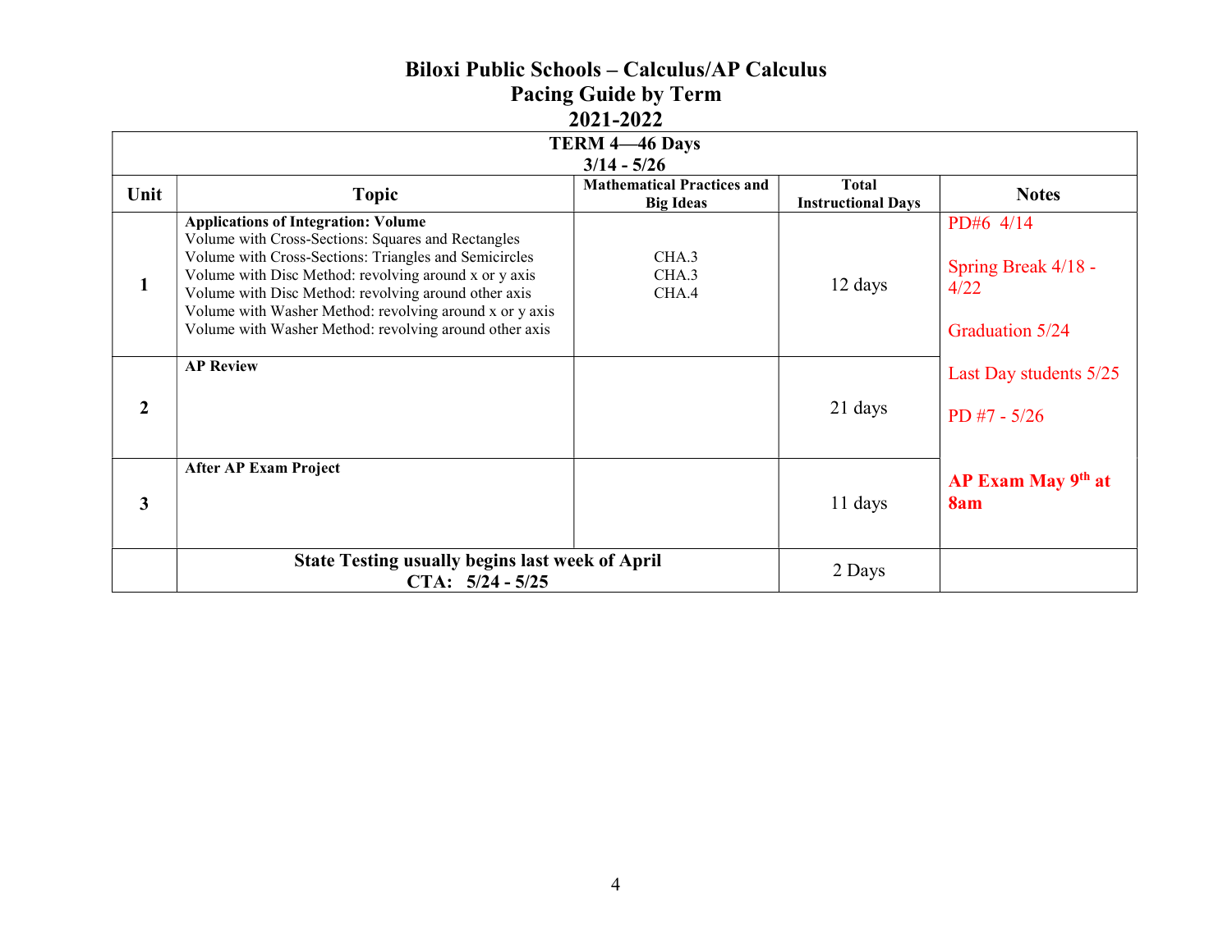# Biloxi Public Schools – Calculus/AP Calculus
## Pacing Guide by Term
## 2021-2022

| TERM 4—46 Days<br>3/14 - 5/26 | | | | |
|---|---|---|---|---|
| **Unit** | **Topic** | **Mathematical Practices and Big Ideas** | **Total Instructional Days** | **Notes** |
| **1** | **Applications of Integration: Volume**<br>Volume with Cross-Sections: Squares and Rectangles<br>Volume with Cross-Sections: Triangles and Semicircles<br>Volume with Disc Method: revolving around x or y axis<br>Volume with Disc Method: revolving around other axis<br>Volume with Washer Method: revolving around x or y axis<br>Volume with Washer Method: revolving around other axis | CHA.3<br>CHA.3<br>CHA.4 | 12 days | PD#6 4/14<br><br>Spring Break 4/18 - 4/22<br><br>Graduation 5/24<br><br>Last Day students 5/25<br><br>PD #7 - 5/26<br><br>**AP Exam May 9th at 8am** |
| **2** | **AP Review** | | 21 days | |
| **3** | **After AP Exam Project** | | 11 days | |
| | **State Testing usually begins last week of April**<br>**CTA: 5/24 - 5/25** | | 2 Days | |